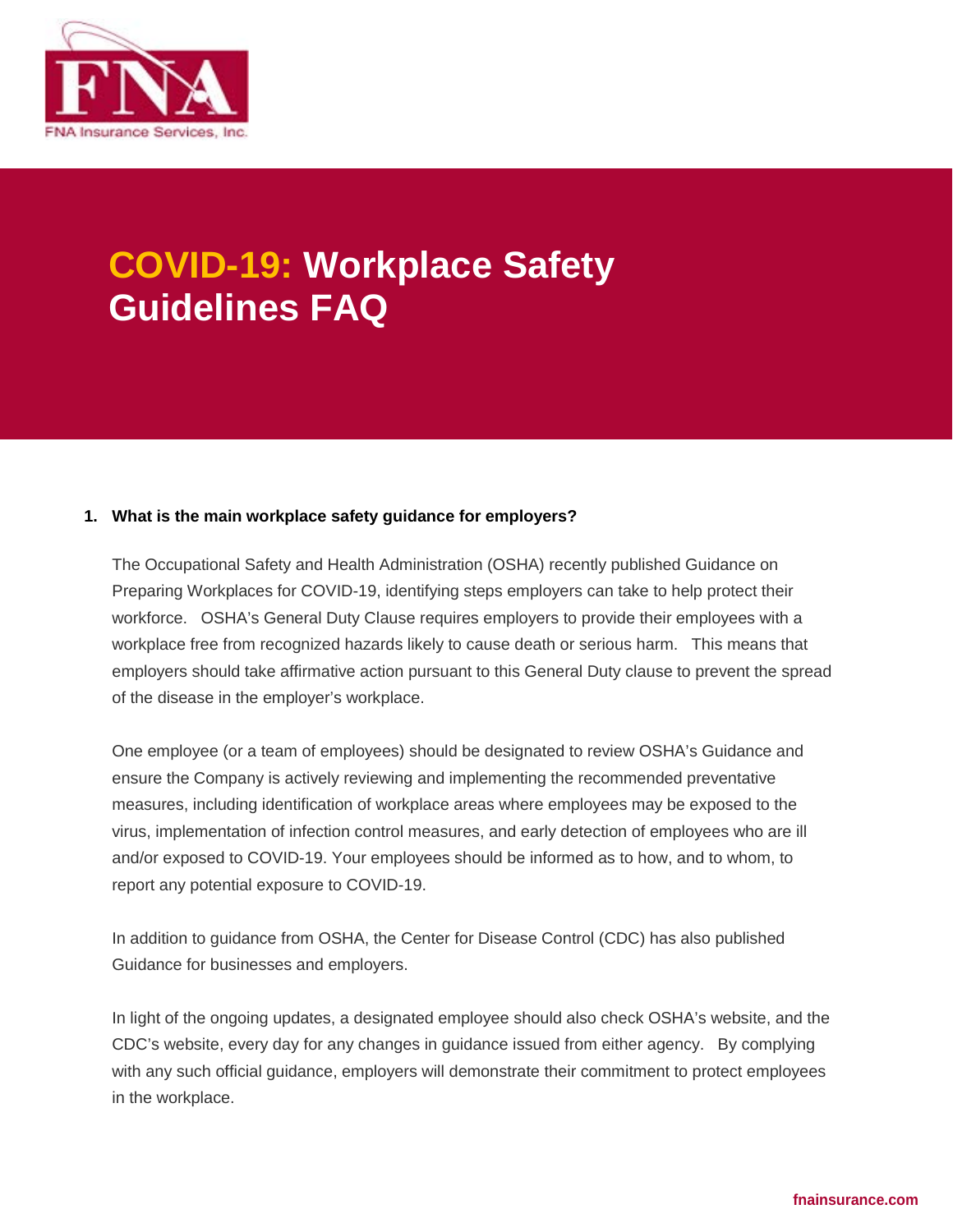FNA Insurance Services, Inc.

# COVID-19: Workplace Safety Guidelines FAQ

1. **What is the main workplace safety guidance for employers?**

   The Occupational Safety and Health Administration (OSHA) recently published Guidance on Preparing Workplaces for COVID-19, identifying steps employers can take to help protect their workforce. OSHA's General Duty Clause requires employers to provide their employees with a workplace free from recognized hazards likely to cause death or serious harm. This means that employers should take affirmative action pursuant to this General Duty clause to prevent the spread of the disease in the employer's workplace.

   One employee (or a team of employees) should be designated to review OSHA's Guidance and ensure the Company is actively reviewing and implementing the recommended preventative measures, including identification of workplace areas where employees may be exposed to the virus, implementation of infection control measures, and early detection of employees who are ill and/or exposed to COVID-19. Your employees should be informed as to how, and to whom, to report any potential exposure to COVID-19.

   In addition to guidance from OSHA, the Center for Disease Control (CDC) has also published Guidance for businesses and employers.

   In light of the ongoing updates, a designated employee should also check OSHA's website, and the CDC's website, every day for any changes in guidance issued from either agency. By complying with any such official guidance, employers will demonstrate their commitment to protect employees in the workplace.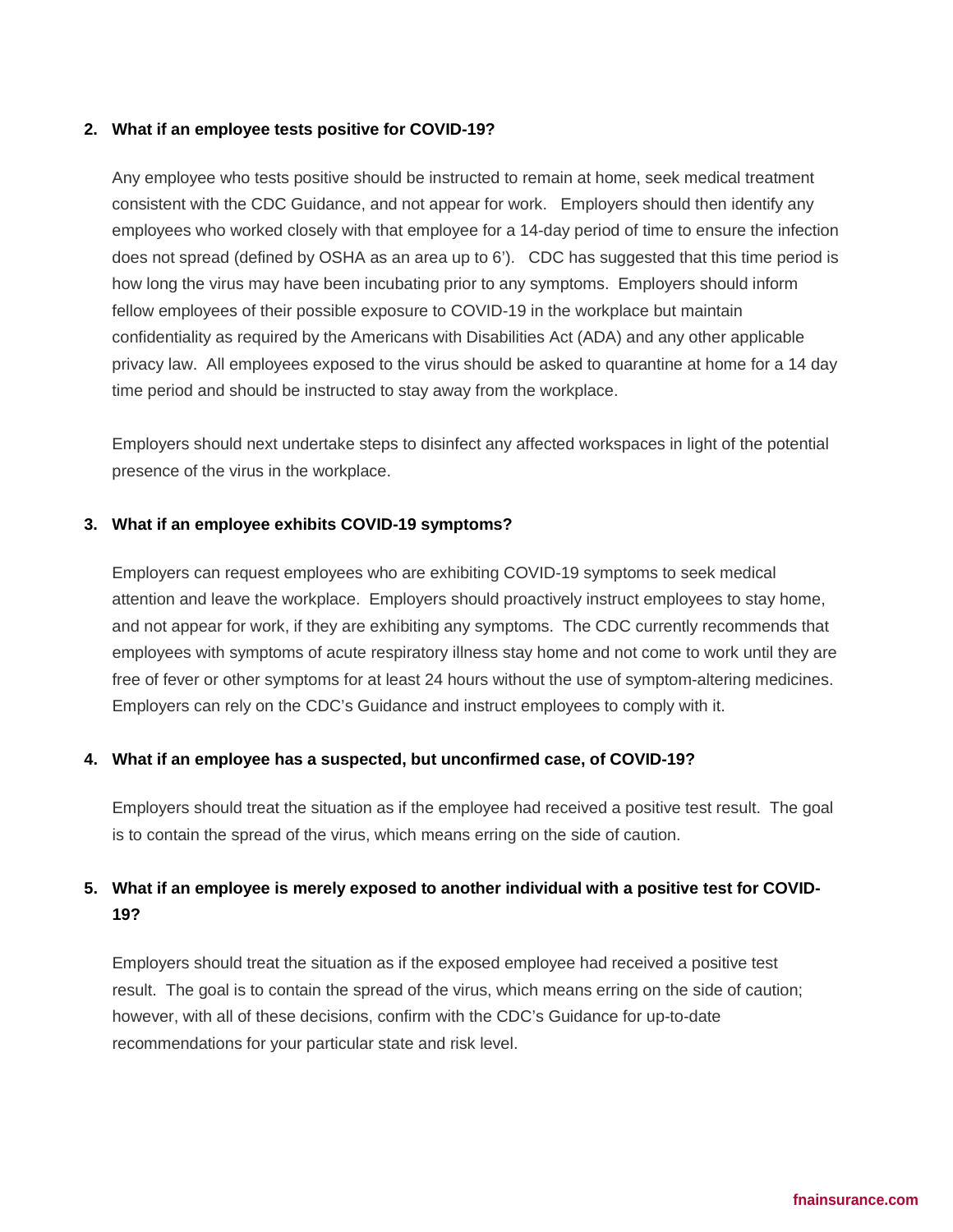2. **What if an employee tests positive for COVID-19?**

   Any employee who tests positive should be instructed to remain at home, seek medical treatment consistent with the CDC Guidance, and not appear for work. Employers should then identify any employees who worked closely with that employee for a 14-day period of time to ensure the infection does not spread (defined by OSHA as an area up to 6'). CDC has suggested that this time period is how long the virus may have been incubating prior to any symptoms. Employers should inform fellow employees of their possible exposure to COVID-19 in the workplace but maintain confidentiality as required by the Americans with Disabilities Act (ADA) and any other applicable privacy law. All employees exposed to the virus should be asked to quarantine at home for a 14 day time period and should be instructed to stay away from the workplace.

   Employers should next undertake steps to disinfect any affected workspaces in light of the potential presence of the virus in the workplace.

3. **What if an employee exhibits COVID-19 symptoms?**

   Employers can request employees who are exhibiting COVID-19 symptoms to seek medical attention and leave the workplace. Employers should proactively instruct employees to stay home, and not appear for work, if they are exhibiting any symptoms. The CDC currently recommends that employees with symptoms of acute respiratory illness stay home and not come to work until they are free of fever or other symptoms for at least 24 hours without the use of symptom-altering medicines. Employers can rely on the CDC's Guidance and instruct employees to comply with it.

4. **What if an employee has a suspected, but unconfirmed case, of COVID-19?**

   Employers should treat the situation as if the employee had received a positive test result. The goal is to contain the spread of the virus, which means erring on the side of caution.

5. **What if an employee is merely exposed to another individual with a positive test for COVID-19?**

   Employers should treat the situation as if the exposed employee had received a positive test result. The goal is to contain the spread of the virus, which means erring on the side of caution; however, with all of these decisions, confirm with the CDC's Guidance for up-to-date recommendations for your particular state and risk level.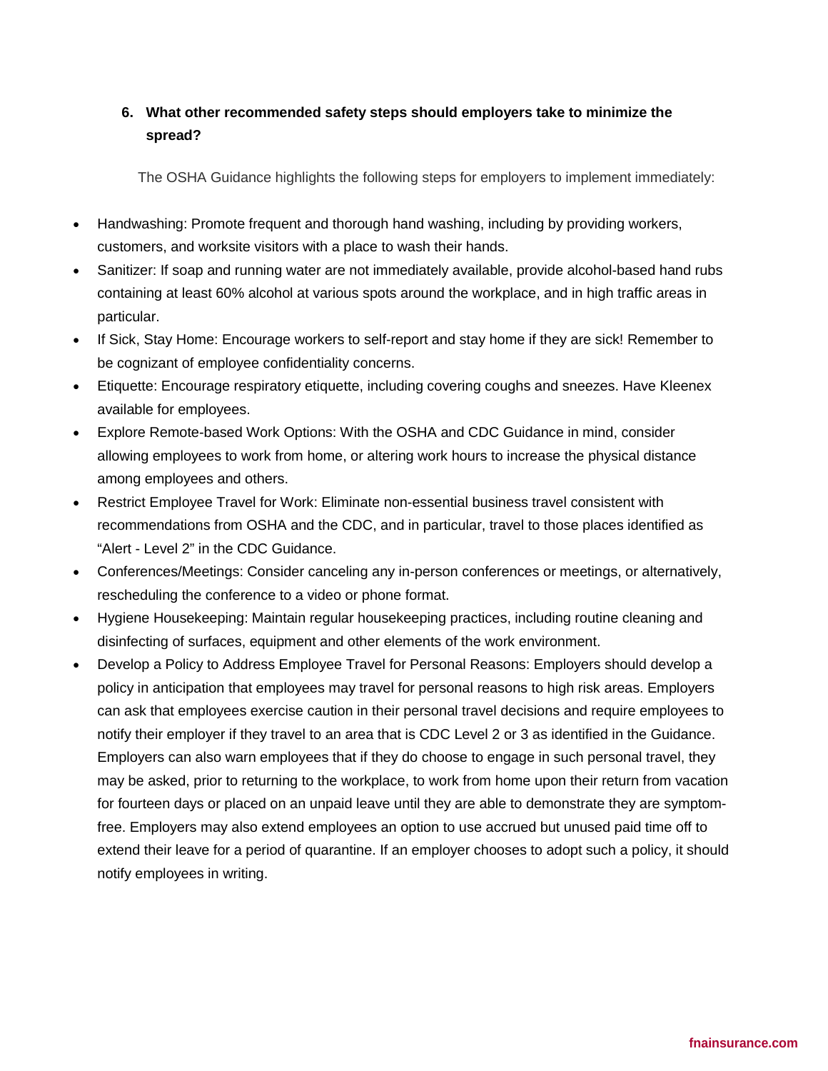6. **What other recommended safety steps should employers take to minimize the spread?**

The OSHA Guidance highlights the following steps for employers to implement immediately:

- Handwashing: Promote frequent and thorough hand washing, including by providing workers, customers, and worksite visitors with a place to wash their hands.
- Sanitizer: If soap and running water are not immediately available, provide alcohol-based hand rubs containing at least 60% alcohol at various spots around the workplace, and in high traffic areas in particular.
- If Sick, Stay Home: Encourage workers to self-report and stay home if they are sick! Remember to be cognizant of employee confidentiality concerns.
- Etiquette: Encourage respiratory etiquette, including covering coughs and sneezes. Have Kleenex available for employees.
- Explore Remote-based Work Options: With the OSHA and CDC Guidance in mind, consider allowing employees to work from home, or altering work hours to increase the physical distance among employees and others.
- Restrict Employee Travel for Work: Eliminate non-essential business travel consistent with recommendations from OSHA and the CDC, and in particular, travel to those places identified as "Alert - Level 2" in the CDC Guidance.
- Conferences/Meetings: Consider canceling any in-person conferences or meetings, or alternatively, rescheduling the conference to a video or phone format.
- Hygiene Housekeeping: Maintain regular housekeeping practices, including routine cleaning and disinfecting of surfaces, equipment and other elements of the work environment.
- Develop a Policy to Address Employee Travel for Personal Reasons: Employers should develop a policy in anticipation that employees may travel for personal reasons to high risk areas. Employers can ask that employees exercise caution in their personal travel decisions and require employees to notify their employer if they travel to an area that is CDC Level 2 or 3 as identified in the Guidance. Employers can also warn employees that if they do choose to engage in such personal travel, they may be asked, prior to returning to the workplace, to work from home upon their return from vacation for fourteen days or placed on an unpaid leave until they are able to demonstrate they are symptom-free. Employers may also extend employees an option to use accrued but unused paid time off to extend their leave for a period of quarantine. If an employer chooses to adopt such a policy, it should notify employees in writing.